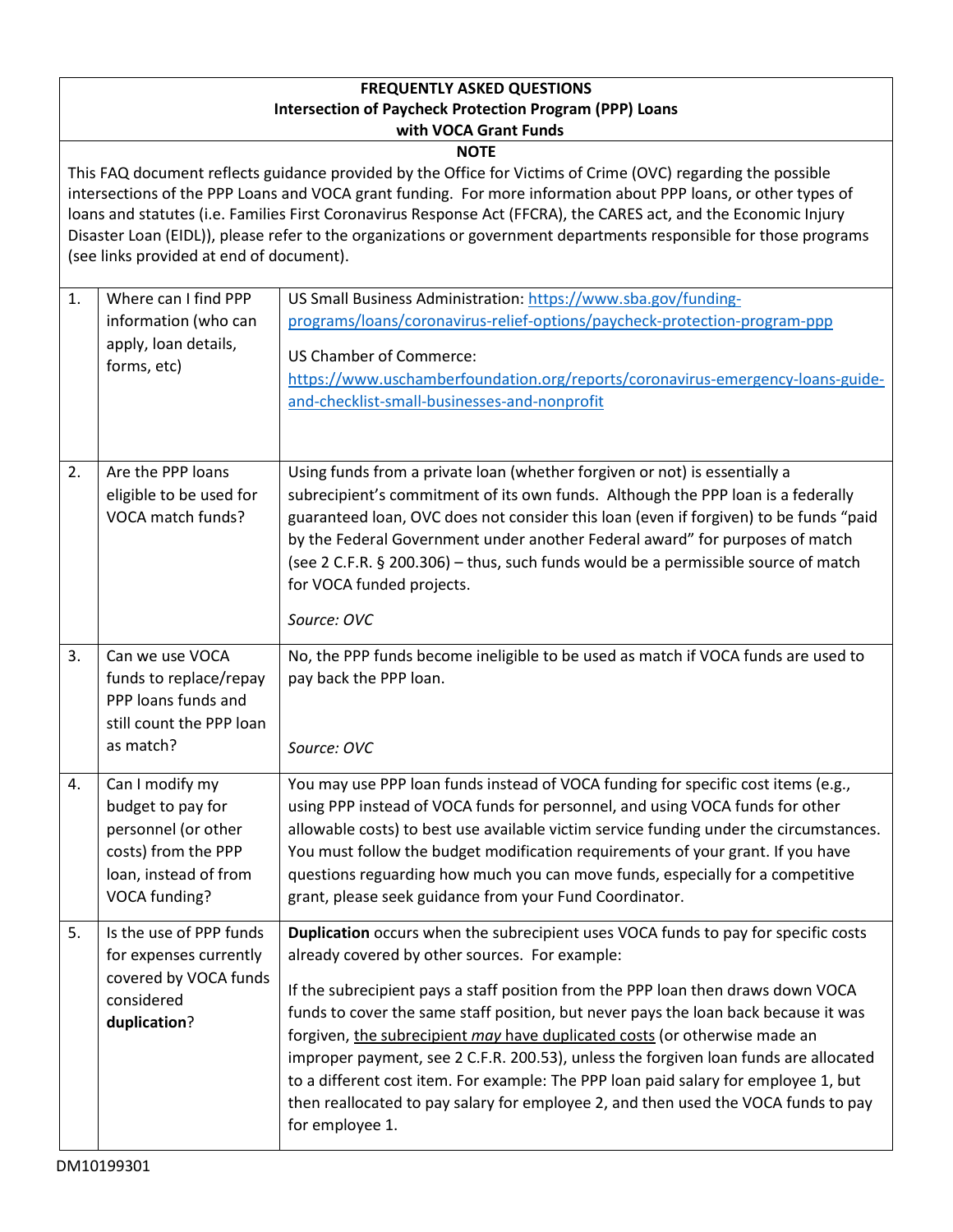**FREQUENTLY ASKED QUESTIONS**
**Intersection of Paycheck Protection Program (PPP) Loans with VOCA Grant Funds**

**NOTE**

This FAQ document reflects guidance provided by the Office for Victims of Crime (OVC) regarding the possible intersections of the PPP Loans and VOCA grant funding. For more information about PPP loans, or other types of loans and statutes (i.e. Families First Coronavirus Response Act (FFCRA), the CARES act, and the Economic Injury Disaster Loan (EIDL)), please refer to the organizations or government departments responsible for those programs (see links provided at end of document).

| | | |
|---|---|---|
| 1. | Where can I find PPP information (who can apply, loan details, forms, etc) | US Small Business Administration: https://www.sba.gov/funding-programs/loans/coronavirus-relief-options/paycheck-protection-program-ppp<br><br>US Chamber of Commerce: https://www.uschamberfoundation.org/reports/coronavirus-emergency-loans-guide-and-checklist-small-businesses-and-nonprofit |
| 2. | Are the PPP loans eligible to be used for VOCA match funds? | Using funds from a private loan (whether forgiven or not) is essentially a subrecipient's commitment of its own funds. Although the PPP loan is a federally guaranteed loan, OVC does not consider this loan (even if forgiven) to be funds "paid by the Federal Government under another Federal award" for purposes of match (see 2 C.F.R. § 200.306) – thus, such funds would be a permissible source of match for VOCA funded projects.<br><br>*Source: OVC* |
| 3. | Can we use VOCA funds to replace/repay PPP loans funds and still count the PPP loan as match? | No, the PPP funds become ineligible to be used as match if VOCA funds are used to pay back the PPP loan.<br><br>*Source: OVC* |
| 4. | Can I modify my budget to pay for personnel (or other costs) from the PPP loan, instead of from VOCA funding? | You may use PPP loan funds instead of VOCA funding for specific cost items (e.g., using PPP instead of VOCA funds for personnel, and using VOCA funds for other allowable costs) to best use available victim service funding under the circumstances. You must follow the budget modification requirements of your grant. If you have questions reguarding how much you can move funds, especially for a competitive grant, please seek guidance from your Fund Coordinator. |
| 5. | Is the use of PPP funds for expenses currently covered by VOCA funds considered **duplication**? | **Duplication** occurs when the subrecipient uses VOCA funds to pay for specific costs already covered by other sources. For example:<br><br>If the subrecipient pays a staff position from the PPP loan then draws down VOCA funds to cover the same staff position, but never pays the loan back because it was forgiven, <u>the subrecipient *may* have duplicated costs</u> (or otherwise made an improper payment, see 2 C.F.R. 200.53), unless the forgiven loan funds are allocated to a different cost item. For example: The PPP loan paid salary for employee 1, but then reallocated to pay salary for employee 2, and then used the VOCA funds to pay for employee 1. |

DM10199301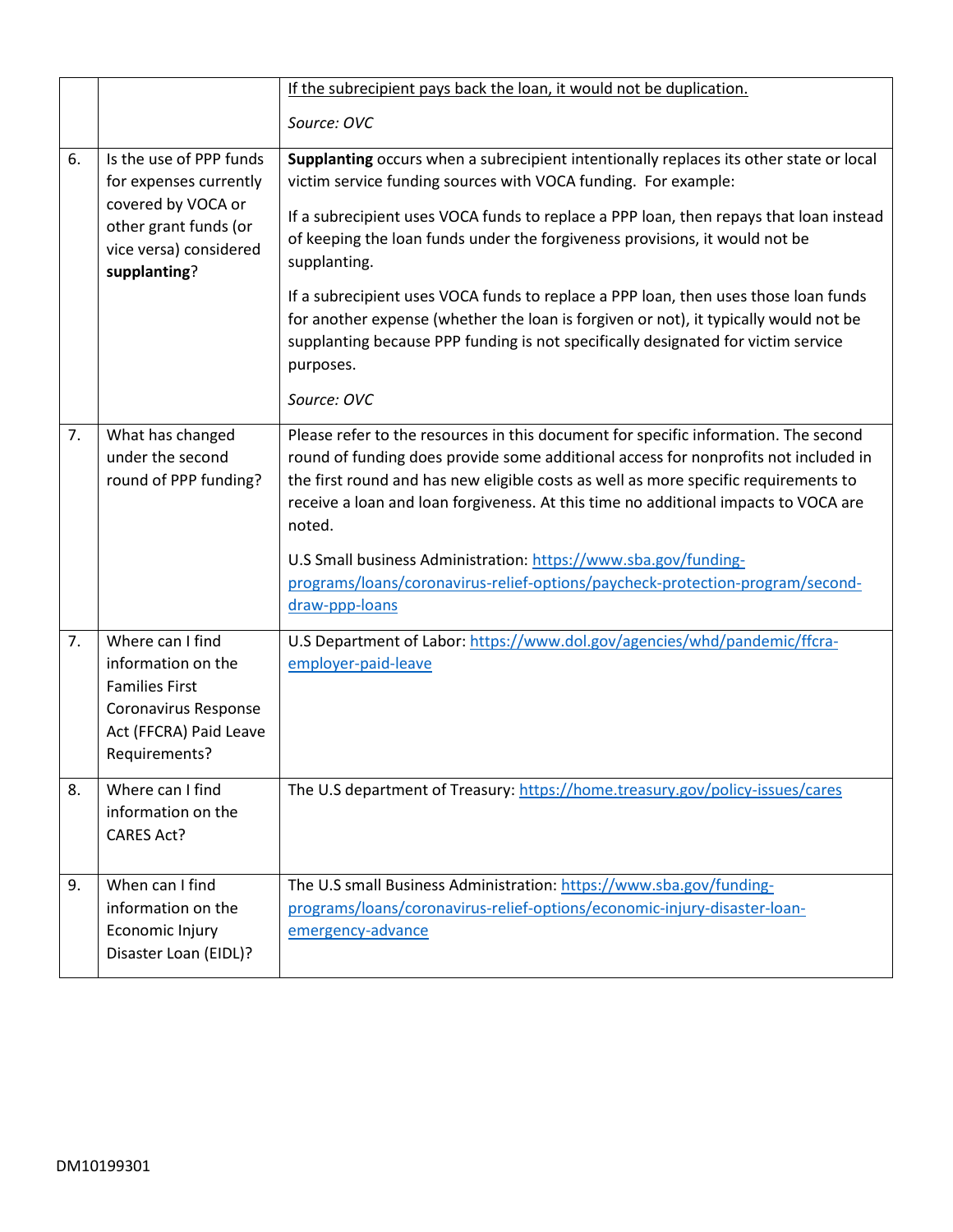| | | |
|---|---|---|
| | | If the subrecipient pays back the loan, it would not be duplication.<br><br>*Source: OVC* |
| 6. | Is the use of PPP funds for expenses currently covered by VOCA or other grant funds (or vice versa) considered **supplanting**? | **Supplanting** occurs when a subrecipient intentionally replaces its other state or local victim service funding sources with VOCA funding. For example:<br><br>If a subrecipient uses VOCA funds to replace a PPP loan, then repays that loan instead of keeping the loan funds under the forgiveness provisions, it would not be supplanting.<br><br>If a subrecipient uses VOCA funds to replace a PPP loan, then uses those loan funds for another expense (whether the loan is forgiven or not), it typically would not be supplanting because PPP funding is not specifically designated for victim service purposes.<br><br>*Source: OVC* |
| 7. | What has changed under the second round of PPP funding? | Please refer to the resources in this document for specific information. The second round of funding does provide some additional access for nonprofits not included in the first round and has new eligible costs as well as more specific requirements to receive a loan and loan forgiveness. At this time no additional impacts to VOCA are noted.<br><br>U.S Small business Administration: https://www.sba.gov/funding-programs/loans/coronavirus-relief-options/paycheck-protection-program/second-draw-ppp-loans |
| 7. | Where can I find information on the Families First Coronavirus Response Act (FFCRA) Paid Leave Requirements? | U.S Department of Labor: https://www.dol.gov/agencies/whd/pandemic/ffcra-employer-paid-leave |
| 8. | Where can I find information on the CARES Act? | The U.S department of Treasury: https://home.treasury.gov/policy-issues/cares |
| 9. | When can I find information on the Economic Injury Disaster Loan (EIDL)? | The U.S small Business Administration: https://www.sba.gov/funding-programs/loans/coronavirus-relief-options/economic-injury-disaster-loan-emergency-advance |

DM10199301